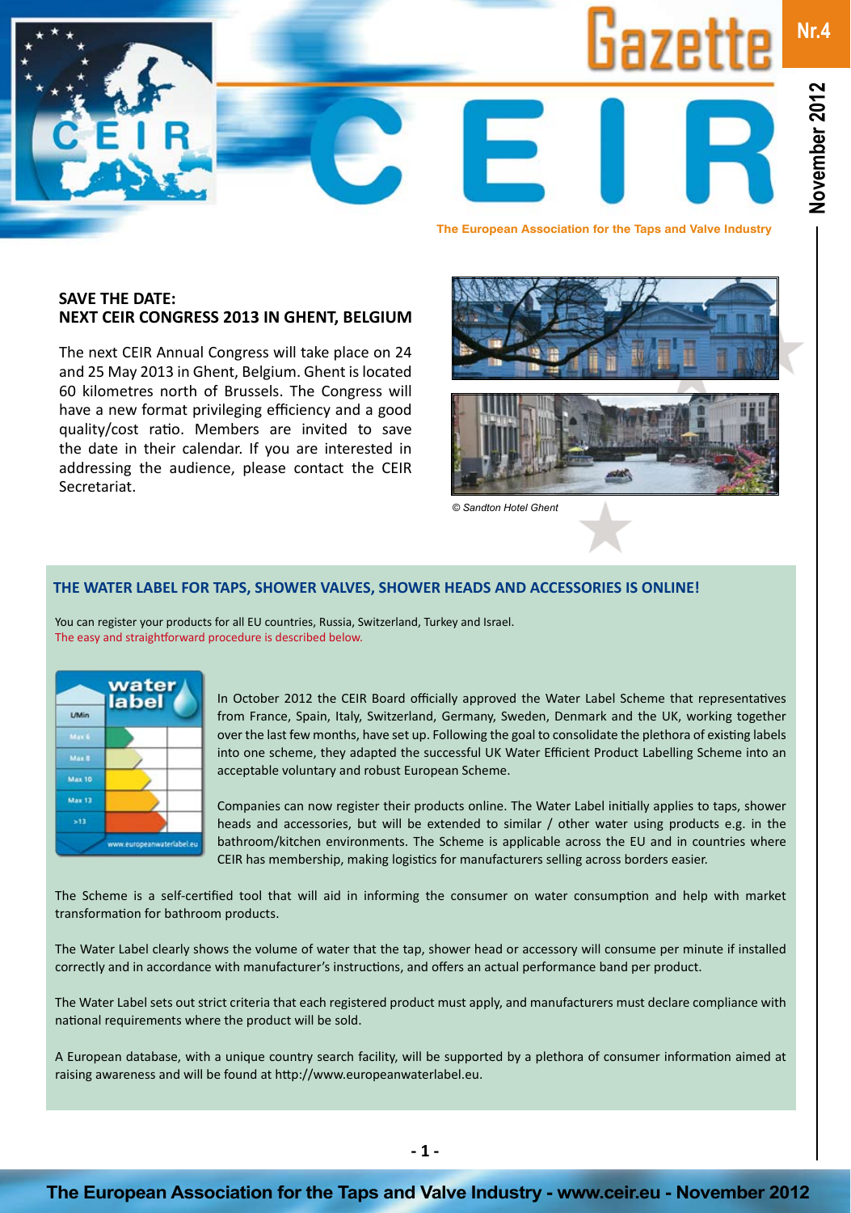# Gazette CEIR

Nr.4 — November 2012

The European Association for the Taps and Valve Industry

## SAVE THE DATE: NEXT CEIR CONGRESS 2013 IN GHENT, BELGIUM

The next CEIR Annual Congress will take place on 24 and 25 May 2013 in Ghent, Belgium. Ghent is located 60 kilometres north of Brussels. The Congress will have a new format privileging efficiency and a good quality/cost ratio. Members are invited to save the date in their calendar. If you are interested in addressing the audience, please contact the CEIR Secretariat.

*© Sandton Hotel Ghent*

## THE WATER LABEL FOR TAPS, SHOWER VALVES, SHOWER HEADS AND ACCESSORIES IS ONLINE!

You can register your products for all EU countries, Russia, Switzerland, Turkey and Israel.
The easy and straightforward procedure is described below.

In October 2012 the CEIR Board officially approved the Water Label Scheme that representatives from France, Spain, Italy, Switzerland, Germany, Sweden, Denmark and the UK, working together over the last few months, have set up. Following the goal to consolidate the plethora of existing labels into one scheme, they adapted the successful UK Water Efficient Product Labelling Scheme into an acceptable voluntary and robust European Scheme.

Companies can now register their products online. The Water Label initially applies to taps, shower heads and accessories, but will be extended to similar / other water using products e.g. in the bathroom/kitchen environments. The Scheme is applicable across the EU and in countries where CEIR has membership, making logistics for manufacturers selling across borders easier.

The Scheme is a self-certified tool that will aid in informing the consumer on water consumption and help with market transformation for bathroom products.

The Water Label clearly shows the volume of water that the tap, shower head or accessory will consume per minute if installed correctly and in accordance with manufacturer's instructions, and offers an actual performance band per product.

The Water Label sets out strict criteria that each registered product must apply, and manufacturers must declare compliance with national requirements where the product will be sold.

A European database, with a unique country search facility, will be supported by a plethora of consumer information aimed at raising awareness and will be found at http://www.europeanwaterlabel.eu.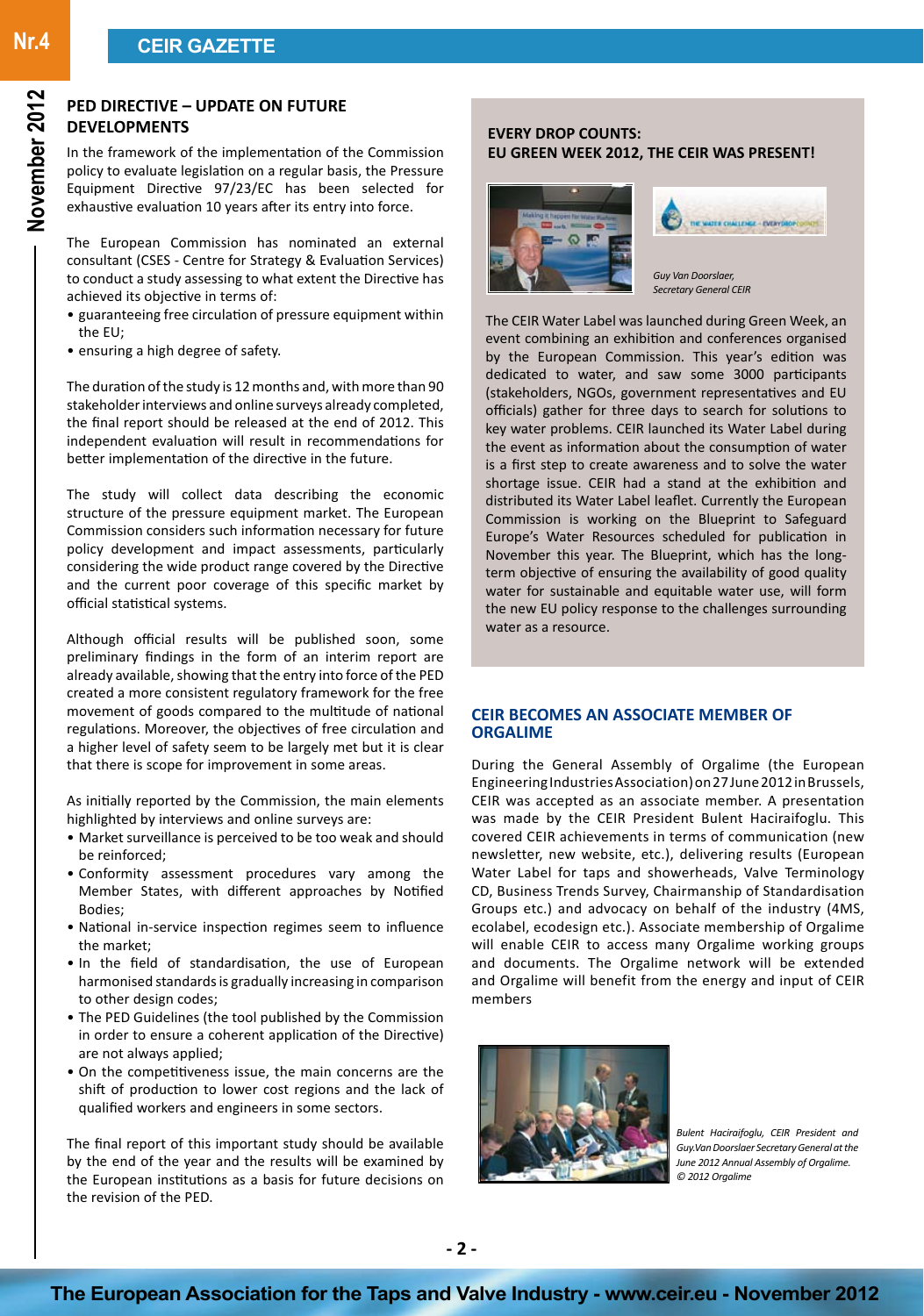## PED DIRECTIVE – UPDATE ON FUTURE DEVELOPMENTS

In the framework of the implementation of the Commission policy to evaluate legislation on a regular basis, the Pressure Equipment Directive 97/23/EC has been selected for exhaustive evaluation 10 years after its entry into force.

The European Commission has nominated an external consultant (CSES - Centre for Strategy & Evaluation Services) to conduct a study assessing to what extent the Directive has achieved its objective in terms of:

- guaranteeing free circulation of pressure equipment within the EU;
- ensuring a high degree of safety.

The duration of the study is 12 months and, with more than 90 stakeholder interviews and online surveys already completed, the final report should be released at the end of 2012. This independent evaluation will result in recommendations for better implementation of the directive in the future.

The study will collect data describing the economic structure of the pressure equipment market. The European Commission considers such information necessary for future policy development and impact assessments, particularly considering the wide product range covered by the Directive and the current poor coverage of this specific market by official statistical systems.

Although official results will be published soon, some preliminary findings in the form of an interim report are already available, showing that the entry into force of the PED created a more consistent regulatory framework for the free movement of goods compared to the multitude of national regulations. Moreover, the objectives of free circulation and a higher level of safety seem to be largely met but it is clear that there is scope for improvement in some areas.

As initially reported by the Commission, the main elements highlighted by interviews and online surveys are:

- Market surveillance is perceived to be too weak and should be reinforced;
- Conformity assessment procedures vary among the Member States, with different approaches by Notified Bodies;
- National in-service inspection regimes seem to influence the market;
- In the field of standardisation, the use of European harmonised standards is gradually increasing in comparison to other design codes;
- The PED Guidelines (the tool published by the Commission in order to ensure a coherent application of the Directive) are not always applied;
- On the competitiveness issue, the main concerns are the shift of production to lower cost regions and the lack of qualified workers and engineers in some sectors.

The final report of this important study should be available by the end of the year and the results will be examined by the European institutions as a basis for future decisions on the revision of the PED.

## EVERY DROP COUNTS: EU GREEN WEEK 2012, THE CEIR WAS PRESENT!

*Guy Van Doorslaer, Secretary General CEIR*

The CEIR Water Label was launched during Green Week, an event combining an exhibition and conferences organised by the European Commission. This year's edition was dedicated to water, and saw some 3000 participants (stakeholders, NGOs, government representatives and EU officials) gather for three days to search for solutions to key water problems. CEIR launched its Water Label during the event as information about the consumption of water is a first step to create awareness and to solve the water shortage issue. CEIR had a stand at the exhibition and distributed its Water Label leaflet. Currently the European Commission is working on the Blueprint to Safeguard Europe's Water Resources scheduled for publication in November this year. The Blueprint, which has the long-term objective of ensuring the availability of good quality water for sustainable and equitable water use, will form the new EU policy response to the challenges surrounding water as a resource.

## CEIR BECOMES AN ASSOCIATE MEMBER OF ORGALIME

During the General Assembly of Orgalime (the European Engineering Industries Association) on 27 June 2012 in Brussels, CEIR was accepted as an associate member. A presentation was made by the CEIR President Bulent Haciraifoglu. This covered CEIR achievements in terms of communication (new newsletter, new website, etc.), delivering results (European Water Label for taps and showerheads, Valve Terminology CD, Business Trends Survey, Chairmanship of Standardisation Groups etc.) and advocacy on behalf of the industry (4MS, ecolabel, ecodesign etc.). Associate membership of Orgalime will enable CEIR to access many Orgalime working groups and documents. The Orgalime network will be extended and Orgalime will benefit from the energy and input of CEIR members

*Bulent Haciraifoglu, CEIR President and Guy.Van Doorslaer Secretary General at the June 2012 Annual Assembly of Orgalime. © 2012 Orgalime*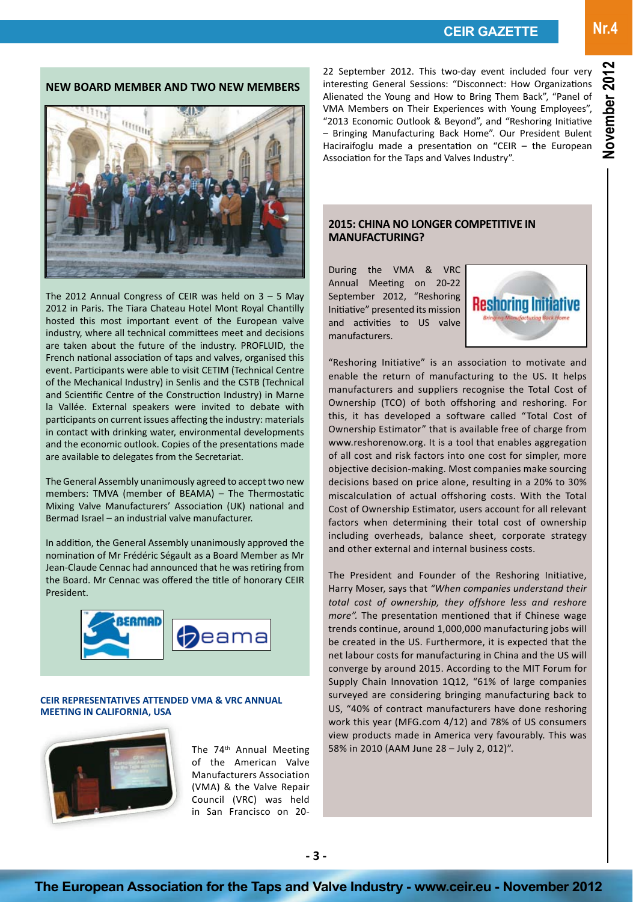## NEW BOARD MEMBER AND TWO NEW MEMBERS

The 2012 Annual Congress of CEIR was held on 3 – 5 May 2012 in Paris. The Tiara Chateau Hotel Mont Royal Chantilly hosted this most important event of the European valve industry, where all technical committees meet and decisions are taken about the future of the industry. PROFLUID, the French national association of taps and valves, organised this event. Participants were able to visit CETIM (Technical Centre of the Mechanical Industry) in Senlis and the CSTB (Technical and Scientific Centre of the Construction Industry) in Marne la Vallée. External speakers were invited to debate with participants on current issues affecting the industry: materials in contact with drinking water, environmental developments and the economic outlook. Copies of the presentations made are available to delegates from the Secretariat.

The General Assembly unanimously agreed to accept two new members: TMVA (member of BEAMA) – The Thermostatic Mixing Valve Manufacturers' Association (UK) national and Bermad Israel – an industrial valve manufacturer.

In addition, the General Assembly unanimously approved the nomination of Mr Frédéric Ségault as a Board Member as Mr Jean-Claude Cennac had announced that he was retiring from the Board. Mr Cennac was offered the title of honorary CEIR President.

### CEIR REPRESENTATIVES ATTENDED VMA & VRC ANNUAL MEETING IN CALIFORNIA, USA

The 74th Annual Meeting of the American Valve Manufacturers Association (VMA) & the Valve Repair Council (VRC) was held in San Francisco on 20-22 September 2012. This two-day event included four very interesting General Sessions: "Disconnect: How Organizations Alienated the Young and How to Bring Them Back", "Panel of VMA Members on Their Experiences with Young Employees", "2013 Economic Outlook & Beyond", and "Reshoring Initiative – Bringing Manufacturing Back Home". Our President Bulent Haciraifoglu made a presentation on "CEIR – the European Association for the Taps and Valves Industry".

## 2015: CHINA NO LONGER COMPETITIVE IN MANUFACTURING?

During the VMA & VRC Annual Meeting on 20-22 September 2012, "Reshoring Initiative" presented its mission and activities to US valve manufacturers.

"Reshoring Initiative" is an association to motivate and enable the return of manufacturing to the US. It helps manufacturers and suppliers recognise the Total Cost of Ownership (TCO) of both offshoring and reshoring. For this, it has developed a software called "Total Cost of Ownership Estimator" that is available free of charge from www.reshorenow.org. It is a tool that enables aggregation of all cost and risk factors into one cost for simpler, more objective decision-making. Most companies make sourcing decisions based on price alone, resulting in a 20% to 30% miscalculation of actual offshoring costs. With the Total Cost of Ownership Estimator, users account for all relevant factors when determining their total cost of ownership including overheads, balance sheet, corporate strategy and other external and internal business costs.

The President and Founder of the Reshoring Initiative, Harry Moser, says that *"When companies understand their total cost of ownership, they offshore less and reshore more".* The presentation mentioned that if Chinese wage trends continue, around 1,000,000 manufacturing jobs will be created in the US. Furthermore, it is expected that the net labour costs for manufacturing in China and the US will converge by around 2015. According to the MIT Forum for Supply Chain Innovation 1Q12, "61% of large companies surveyed are considering bringing manufacturing back to US, "40% of contract manufacturers have done reshoring work this year (MFG.com 4/12) and 78% of US consumers view products made in America very favourably. This was 58% in 2010 (AAM June 28 – July 2, 012)".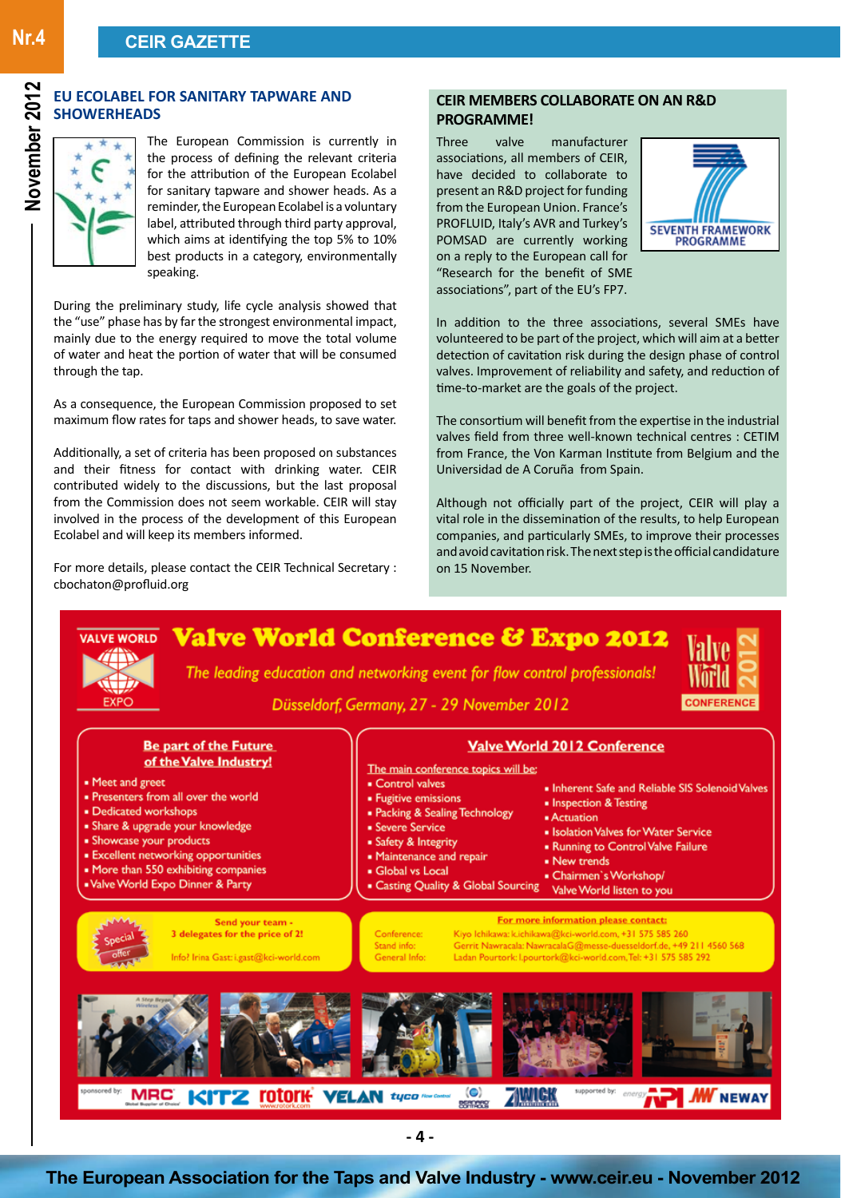## EU ECOLABEL FOR SANITARY TAPWARE AND SHOWERHEADS

The European Commission is currently in the process of defining the relevant criteria for the attribution of the European Ecolabel for sanitary tapware and shower heads. As a reminder, the European Ecolabel is a voluntary label, attributed through third party approval, which aims at identifying the top 5% to 10% best products in a category, environmentally speaking.

During the preliminary study, life cycle analysis showed that the "use" phase has by far the strongest environmental impact, mainly due to the energy required to move the total volume of water and heat the portion of water that will be consumed through the tap.

As a consequence, the European Commission proposed to set maximum flow rates for taps and shower heads, to save water.

Additionally, a set of criteria has been proposed on substances and their fitness for contact with drinking water. CEIR contributed widely to the discussions, but the last proposal from the Commission does not seem workable. CEIR will stay involved in the process of the development of this European Ecolabel and will keep its members informed.

For more details, please contact the CEIR Technical Secretary : cbochaton@profluid.org

## CEIR MEMBERS COLLABORATE ON AN R&D PROGRAMME!

Three valve manufacturer associations, all members of CEIR, have decided to collaborate to present an R&D project for funding from the European Union. France's PROFLUID, Italy's AVR and Turkey's POMSAD are currently working on a reply to the European call for "Research for the benefit of SME associations", part of the EU's FP7.

SEVENTH FRAMEWORK PROGRAMME

In addition to the three associations, several SMEs have volunteered to be part of the project, which will aim at a better detection of cavitation risk during the design phase of control valves. Improvement of reliability and safety, and reduction of time-to-market are the goals of the project.

The consortium will benefit from the expertise in the industrial valves field from three well-known technical centres : CETIM from France, the Von Karman Institute from Belgium and the Universidad de A Coruña from Spain.

Although not officially part of the project, CEIR will play a vital role in the dissemination of the results, to help European companies, and particularly SMEs, to improve their processes and avoid cavitation risk. The next step is the official candidature on 15 November.

# Valve World Conference & Expo 2012

*The leading education and networking event for flow control professionals!*

*Düsseldorf, Germany, 27 - 29 November 2012*

### Be part of the Future of the Valve Industry!

- Meet and greet
- Presenters from all over the world
- Dedicated workshops
- Share & upgrade your knowledge
- Showcase your products
- Excellent networking opportunities
- More than 550 exhibiting companies
- Valve World Expo Dinner & Party

### Valve World 2012 Conference

The main conference topics will be:

- Control valves
- Fugitive emissions
- Packing & Sealing Technology
- Severe Service
- Safety & Integrity
- Maintenance and repair
- Global vs Local
- Casting Quality & Global Sourcing
- Inherent Safe and Reliable SIS Solenoid Valves
- Inspection & Testing
- Actuation
- Isolation Valves for Water Service
- Running to Control Valve Failure
- New trends
- Chairmen`s Workshop/ Valve World listen to you

Special offer — Send your team - 3 delegates for the price of 2!

Info? Irina Gast: i.gast@kci-world.com

For more information please contact:

Conference: Kiyo Ichikawa: k.ichikawa@kci-world.com, +31 575 585 260
Stand info: Gerrit Nawracala: NawracalaG@messe-duesseldorf.de, +49 211 4560 568
General Info: Ladan Pourtork: l.pourtork@kci-world.com, Tel: +31 575 585 292

sponsored by: MRC, KITZ, rotork, VELAN, tyco, ZWICK — supported by: API, NEWAY

**The European Association for the Taps and Valve Industry - www.ceir.eu - November 2012**